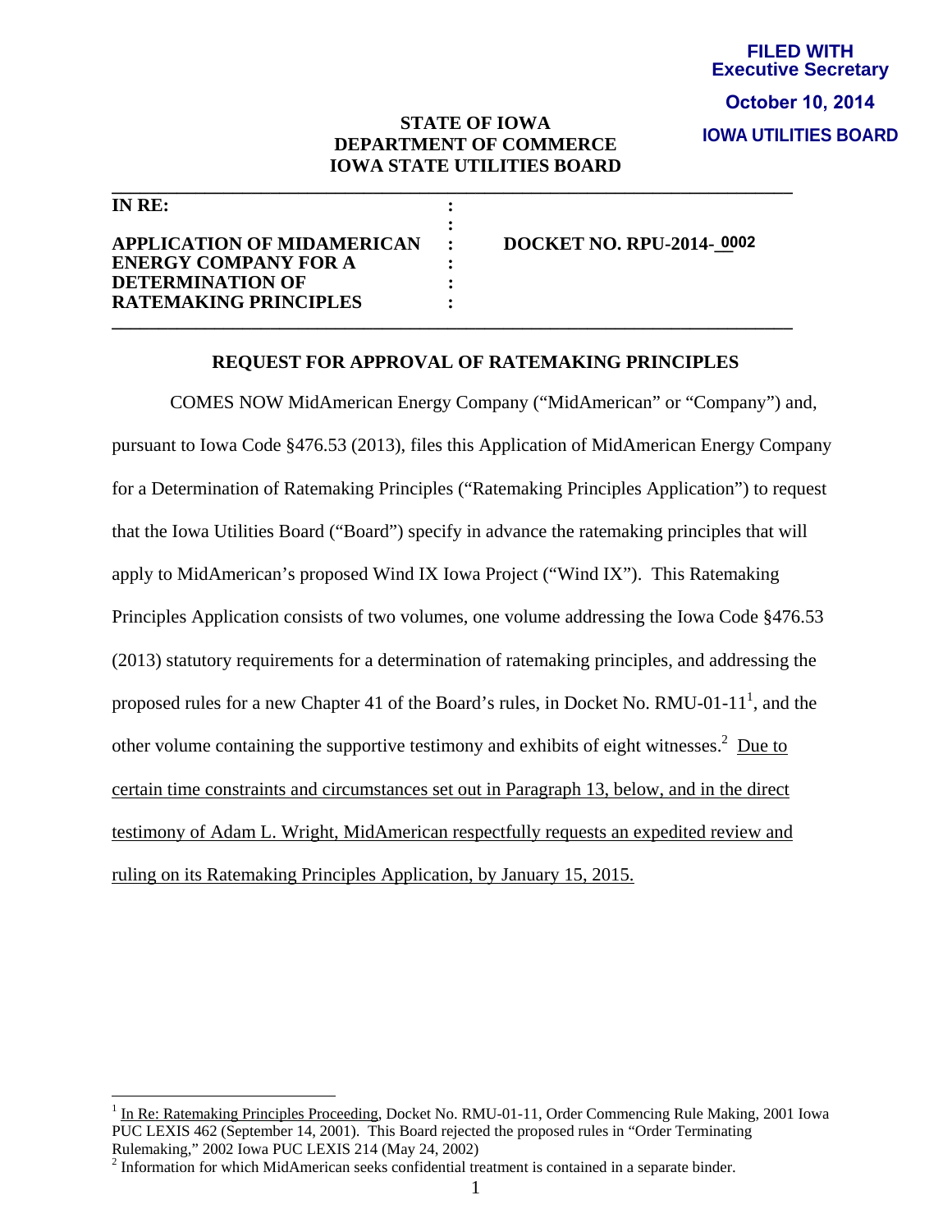**FILED WITH**
**Executive Secretary**
**October 10, 2014**
**IOWA UTILITIES BOARD**

**STATE OF IOWA**
**DEPARTMENT OF COMMERCE**
**IOWA STATE UTILITIES BOARD**

| | | |
|---|---|---|
| **IN RE:** | : | |
| | : | |
| **APPLICATION OF MIDAMERICAN ENERGY COMPANY FOR A DETERMINATION OF RATEMAKING PRINCIPLES** | : | **DOCKET NO. RPU-2014-0002** |

## REQUEST FOR APPROVAL OF RATEMAKING PRINCIPLES

COMES NOW MidAmerican Energy Company ("MidAmerican" or "Company") and, pursuant to Iowa Code §476.53 (2013), files this Application of MidAmerican Energy Company for a Determination of Ratemaking Principles ("Ratemaking Principles Application") to request that the Iowa Utilities Board ("Board") specify in advance the ratemaking principles that will apply to MidAmerican's proposed Wind IX Iowa Project ("Wind IX"). This Ratemaking Principles Application consists of two volumes, one volume addressing the Iowa Code §476.53 (2013) statutory requirements for a determination of ratemaking principles, and addressing the proposed rules for a new Chapter 41 of the Board's rules, in Docket No. RMU-01-11[1], and the other volume containing the supportive testimony and exhibits of eight witnesses.[2] <u>Due to certain time constraints and circumstances set out in Paragraph 13, below, and in the direct testimony of Adam L. Wright, MidAmerican respectfully requests an expedited review and ruling on its Ratemaking Principles Application, by January 15, 2015.</u>

---

[1] <u>In Re: Ratemaking Principles Proceeding</u>, Docket No. RMU-01-11, Order Commencing Rule Making, 2001 Iowa PUC LEXIS 462 (September 14, 2001). This Board rejected the proposed rules in "Order Terminating Rulemaking," 2002 Iowa PUC LEXIS 214 (May 24, 2002)

[2] Information for which MidAmerican seeks confidential treatment is contained in a separate binder.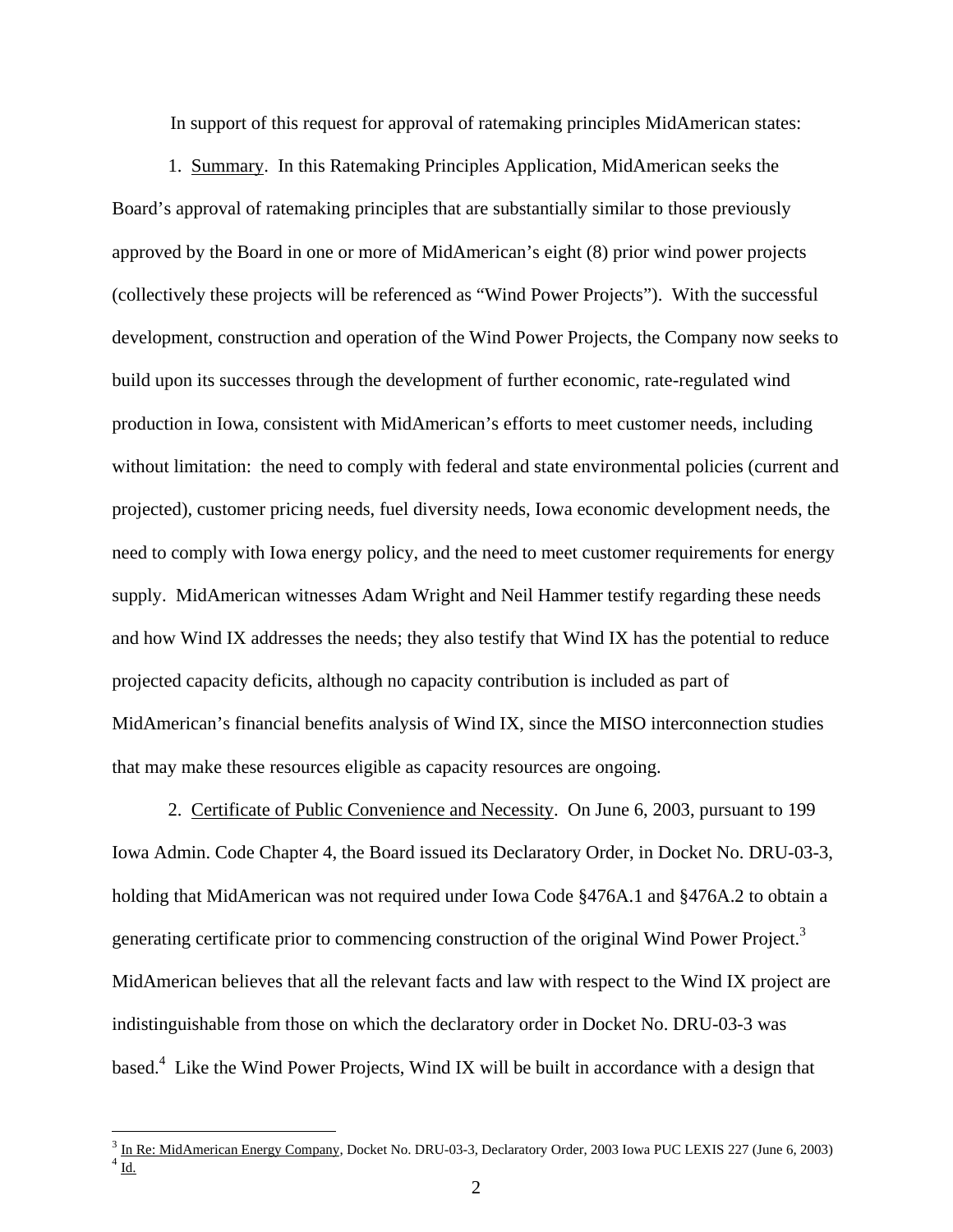In support of this request for approval of ratemaking principles MidAmerican states:

1. Summary. In this Ratemaking Principles Application, MidAmerican seeks the Board's approval of ratemaking principles that are substantially similar to those previously approved by the Board in one or more of MidAmerican's eight (8) prior wind power projects (collectively these projects will be referenced as "Wind Power Projects"). With the successful development, construction and operation of the Wind Power Projects, the Company now seeks to build upon its successes through the development of further economic, rate-regulated wind production in Iowa, consistent with MidAmerican's efforts to meet customer needs, including without limitation: the need to comply with federal and state environmental policies (current and projected), customer pricing needs, fuel diversity needs, Iowa economic development needs, the need to comply with Iowa energy policy, and the need to meet customer requirements for energy supply. MidAmerican witnesses Adam Wright and Neil Hammer testify regarding these needs and how Wind IX addresses the needs; they also testify that Wind IX has the potential to reduce projected capacity deficits, although no capacity contribution is included as part of MidAmerican's financial benefits analysis of Wind IX, since the MISO interconnection studies that may make these resources eligible as capacity resources are ongoing.

2. Certificate of Public Convenience and Necessity. On June 6, 2003, pursuant to 199 Iowa Admin. Code Chapter 4, the Board issued its Declaratory Order, in Docket No. DRU-03-3, holding that MidAmerican was not required under Iowa Code §476A.1 and §476A.2 to obtain a generating certificate prior to commencing construction of the original Wind Power Project.[3] MidAmerican believes that all the relevant facts and law with respect to the Wind IX project are indistinguishable from those on which the declaratory order in Docket No. DRU-03-3 was based.[4] Like the Wind Power Projects, Wind IX will be built in accordance with a design that

---

[3] In Re: MidAmerican Energy Company, Docket No. DRU-03-3, Declaratory Order, 2003 Iowa PUC LEXIS 227 (June 6, 2003)

[4] Id.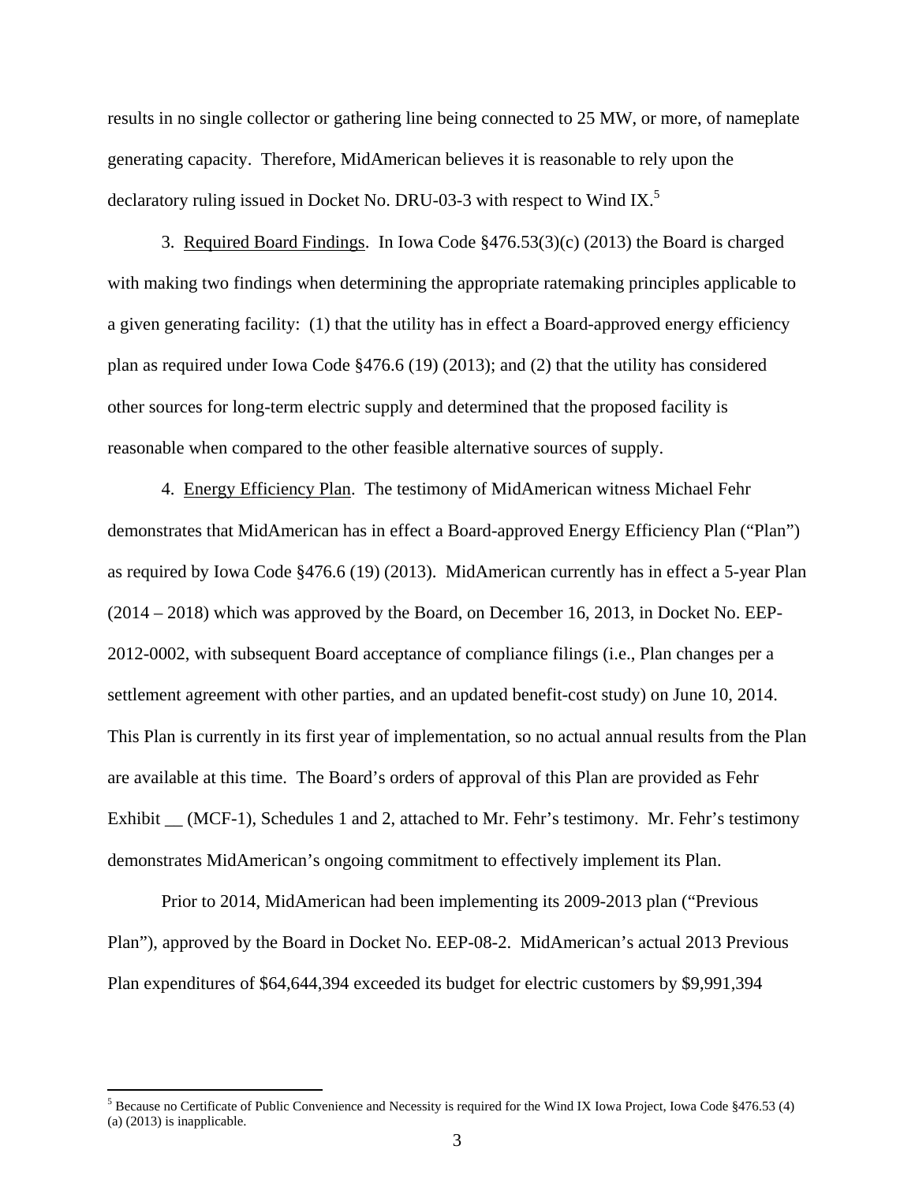results in no single collector or gathering line being connected to 25 MW, or more, of nameplate generating capacity. Therefore, MidAmerican believes it is reasonable to rely upon the declaratory ruling issued in Docket No. DRU-03-3 with respect to Wind IX.[5]

3. Required Board Findings. In Iowa Code §476.53(3)(c) (2013) the Board is charged with making two findings when determining the appropriate ratemaking principles applicable to a given generating facility: (1) that the utility has in effect a Board-approved energy efficiency plan as required under Iowa Code §476.6 (19) (2013); and (2) that the utility has considered other sources for long-term electric supply and determined that the proposed facility is reasonable when compared to the other feasible alternative sources of supply.

4. Energy Efficiency Plan. The testimony of MidAmerican witness Michael Fehr demonstrates that MidAmerican has in effect a Board-approved Energy Efficiency Plan ("Plan") as required by Iowa Code §476.6 (19) (2013). MidAmerican currently has in effect a 5-year Plan (2014 – 2018) which was approved by the Board, on December 16, 2013, in Docket No. EEP-2012-0002, with subsequent Board acceptance of compliance filings (i.e., Plan changes per a settlement agreement with other parties, and an updated benefit-cost study) on June 10, 2014. This Plan is currently in its first year of implementation, so no actual annual results from the Plan are available at this time. The Board's orders of approval of this Plan are provided as Fehr Exhibit __ (MCF-1), Schedules 1 and 2, attached to Mr. Fehr's testimony. Mr. Fehr's testimony demonstrates MidAmerican's ongoing commitment to effectively implement its Plan.

Prior to 2014, MidAmerican had been implementing its 2009-2013 plan ("Previous Plan"), approved by the Board in Docket No. EEP-08-2. MidAmerican's actual 2013 Previous Plan expenditures of $64,644,394 exceeded its budget for electric customers by $9,991,394

---

[5] Because no Certificate of Public Convenience and Necessity is required for the Wind IX Iowa Project, Iowa Code §476.53 (4) (a) (2013) is inapplicable.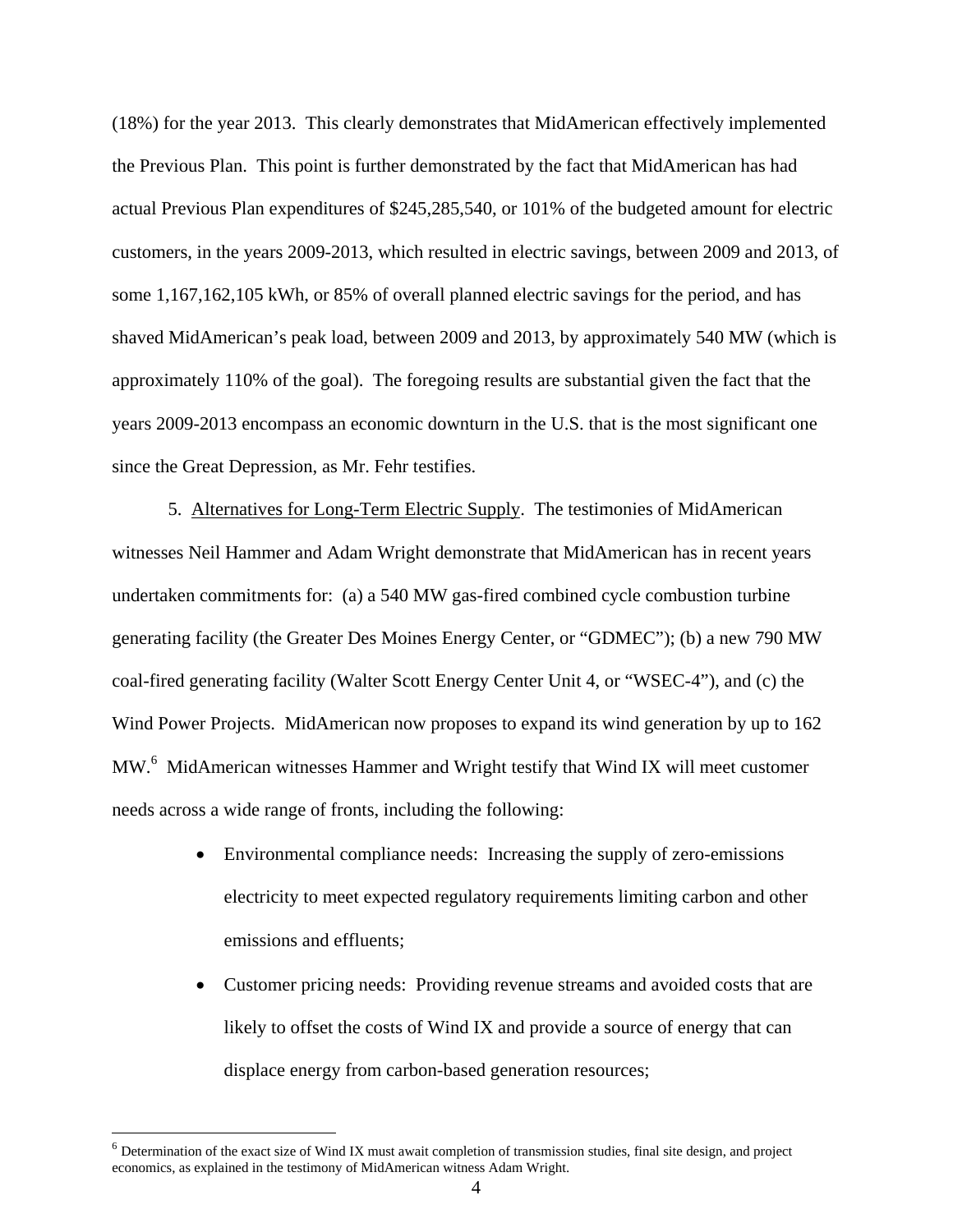(18%) for the year 2013. This clearly demonstrates that MidAmerican effectively implemented the Previous Plan. This point is further demonstrated by the fact that MidAmerican has had actual Previous Plan expenditures of $245,285,540, or 101% of the budgeted amount for electric customers, in the years 2009-2013, which resulted in electric savings, between 2009 and 2013, of some 1,167,162,105 kWh, or 85% of overall planned electric savings for the period, and has shaved MidAmerican's peak load, between 2009 and 2013, by approximately 540 MW (which is approximately 110% of the goal). The foregoing results are substantial given the fact that the years 2009-2013 encompass an economic downturn in the U.S. that is the most significant one since the Great Depression, as Mr. Fehr testifies.

5. Alternatives for Long-Term Electric Supply. The testimonies of MidAmerican witnesses Neil Hammer and Adam Wright demonstrate that MidAmerican has in recent years undertaken commitments for: (a) a 540 MW gas-fired combined cycle combustion turbine generating facility (the Greater Des Moines Energy Center, or "GDMEC"); (b) a new 790 MW coal-fired generating facility (Walter Scott Energy Center Unit 4, or "WSEC-4"), and (c) the Wind Power Projects. MidAmerican now proposes to expand its wind generation by up to 162 MW.[6] MidAmerican witnesses Hammer and Wright testify that Wind IX will meet customer needs across a wide range of fronts, including the following:

- Environmental compliance needs: Increasing the supply of zero-emissions electricity to meet expected regulatory requirements limiting carbon and other emissions and effluents;
- Customer pricing needs: Providing revenue streams and avoided costs that are likely to offset the costs of Wind IX and provide a source of energy that can displace energy from carbon-based generation resources;

[6] Determination of the exact size of Wind IX must await completion of transmission studies, final site design, and project economics, as explained in the testimony of MidAmerican witness Adam Wright.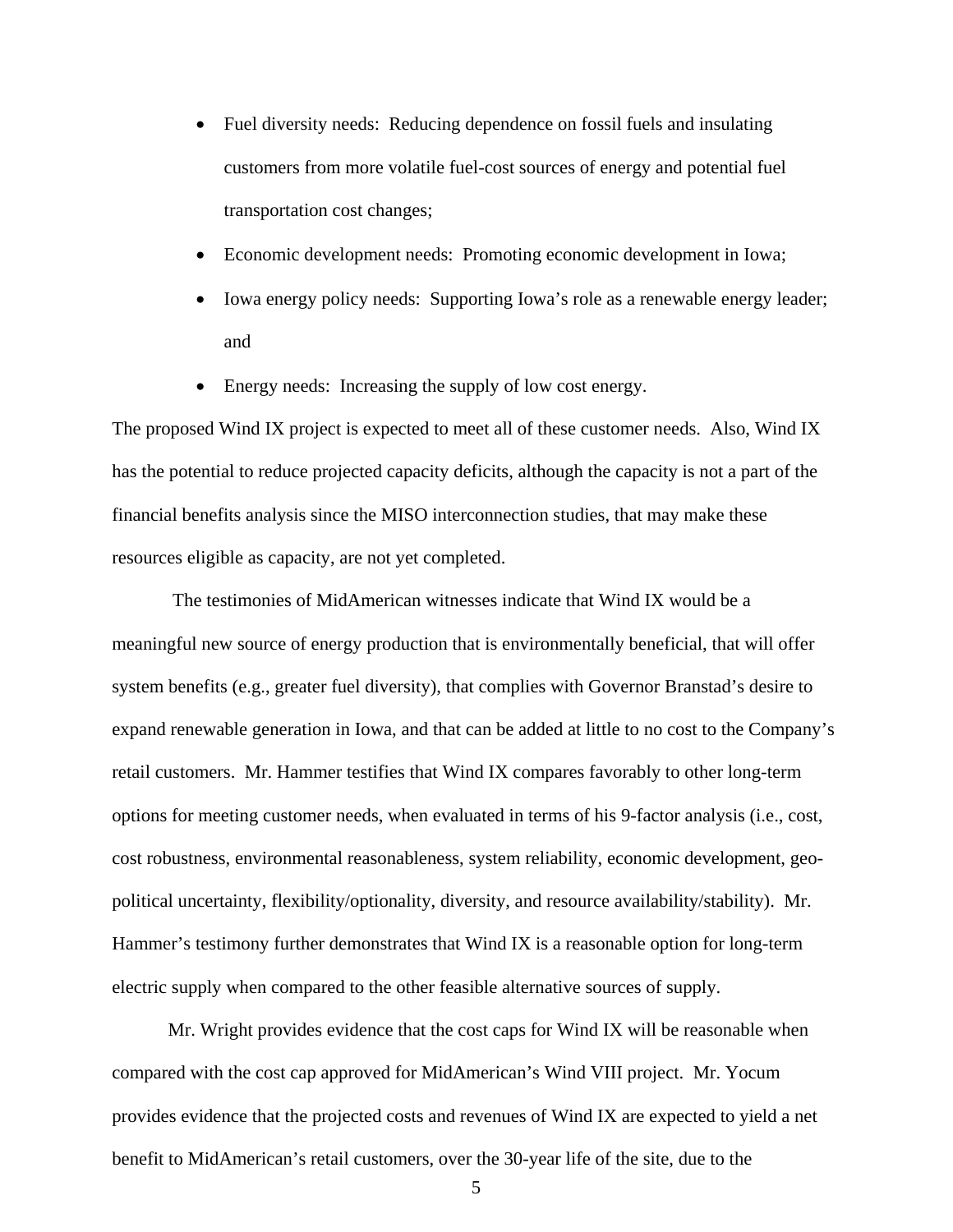- Fuel diversity needs: Reducing dependence on fossil fuels and insulating customers from more volatile fuel-cost sources of energy and potential fuel transportation cost changes;
- Economic development needs: Promoting economic development in Iowa;
- Iowa energy policy needs: Supporting Iowa's role as a renewable energy leader; and
- Energy needs: Increasing the supply of low cost energy.

The proposed Wind IX project is expected to meet all of these customer needs. Also, Wind IX has the potential to reduce projected capacity deficits, although the capacity is not a part of the financial benefits analysis since the MISO interconnection studies, that may make these resources eligible as capacity, are not yet completed.

The testimonies of MidAmerican witnesses indicate that Wind IX would be a meaningful new source of energy production that is environmentally beneficial, that will offer system benefits (e.g., greater fuel diversity), that complies with Governor Branstad's desire to expand renewable generation in Iowa, and that can be added at little to no cost to the Company's retail customers. Mr. Hammer testifies that Wind IX compares favorably to other long-term options for meeting customer needs, when evaluated in terms of his 9-factor analysis (i.e., cost, cost robustness, environmental reasonableness, system reliability, economic development, geo-political uncertainty, flexibility/optionality, diversity, and resource availability/stability). Mr. Hammer's testimony further demonstrates that Wind IX is a reasonable option for long-term electric supply when compared to the other feasible alternative sources of supply.

Mr. Wright provides evidence that the cost caps for Wind IX will be reasonable when compared with the cost cap approved for MidAmerican's Wind VIII project. Mr. Yocum provides evidence that the projected costs and revenues of Wind IX are expected to yield a net benefit to MidAmerican's retail customers, over the 30-year life of the site, due to the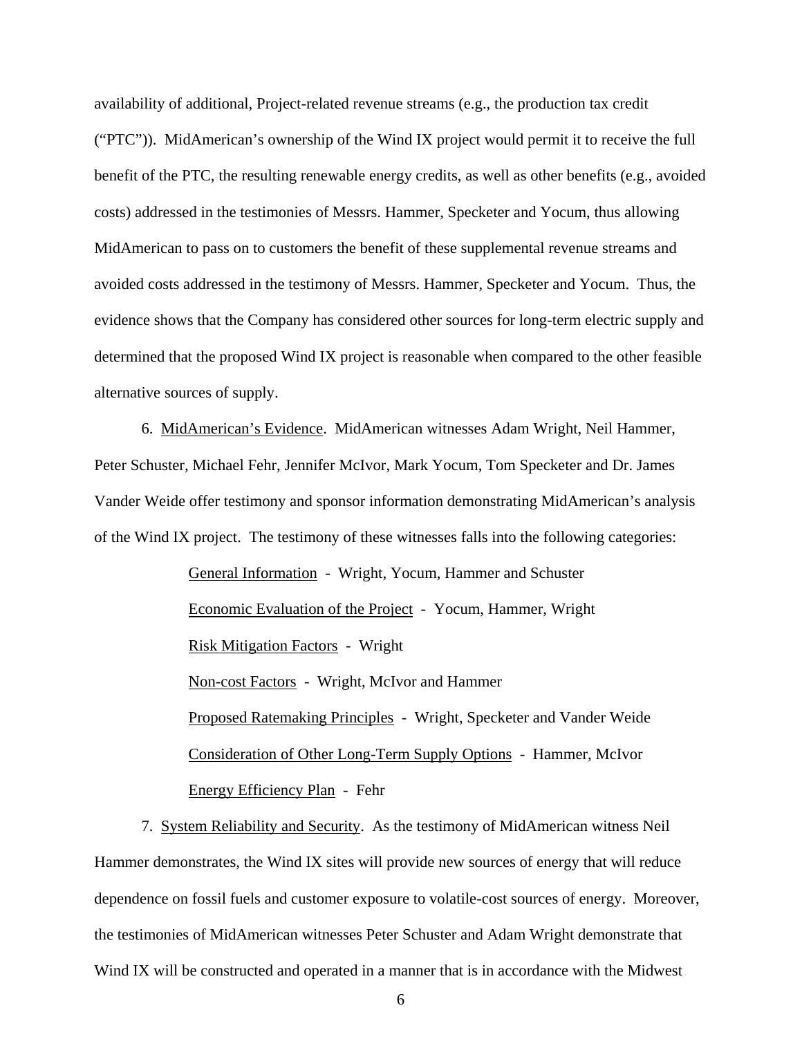availability of additional, Project-related revenue streams (e.g., the production tax credit ("PTC")). MidAmerican's ownership of the Wind IX project would permit it to receive the full benefit of the PTC, the resulting renewable energy credits, as well as other benefits (e.g., avoided costs) addressed in the testimonies of Messrs. Hammer, Specketer and Yocum, thus allowing MidAmerican to pass on to customers the benefit of these supplemental revenue streams and avoided costs addressed in the testimony of Messrs. Hammer, Specketer and Yocum. Thus, the evidence shows that the Company has considered other sources for long-term electric supply and determined that the proposed Wind IX project is reasonable when compared to the other feasible alternative sources of supply.

6. <u>MidAmerican's Evidence</u>. MidAmerican witnesses Adam Wright, Neil Hammer, Peter Schuster, Michael Fehr, Jennifer McIvor, Mark Yocum, Tom Specketer and Dr. James Vander Weide offer testimony and sponsor information demonstrating MidAmerican's analysis of the Wind IX project. The testimony of these witnesses falls into the following categories:

<u>General Information</u> - Wright, Yocum, Hammer and Schuster

<u>Economic Evaluation of the Project</u> - Yocum, Hammer, Wright

<u>Risk Mitigation Factors</u> - Wright

<u>Non-cost Factors</u> - Wright, McIvor and Hammer

<u>Proposed Ratemaking Principles</u> - Wright, Specketer and Vander Weide

<u>Consideration of Other Long-Term Supply Options</u> - Hammer, McIvor

<u>Energy Efficiency Plan</u> - Fehr

7. <u>System Reliability and Security</u>. As the testimony of MidAmerican witness Neil Hammer demonstrates, the Wind IX sites will provide new sources of energy that will reduce dependence on fossil fuels and customer exposure to volatile-cost sources of energy. Moreover, the testimonies of MidAmerican witnesses Peter Schuster and Adam Wright demonstrate that Wind IX will be constructed and operated in a manner that is in accordance with the Midwest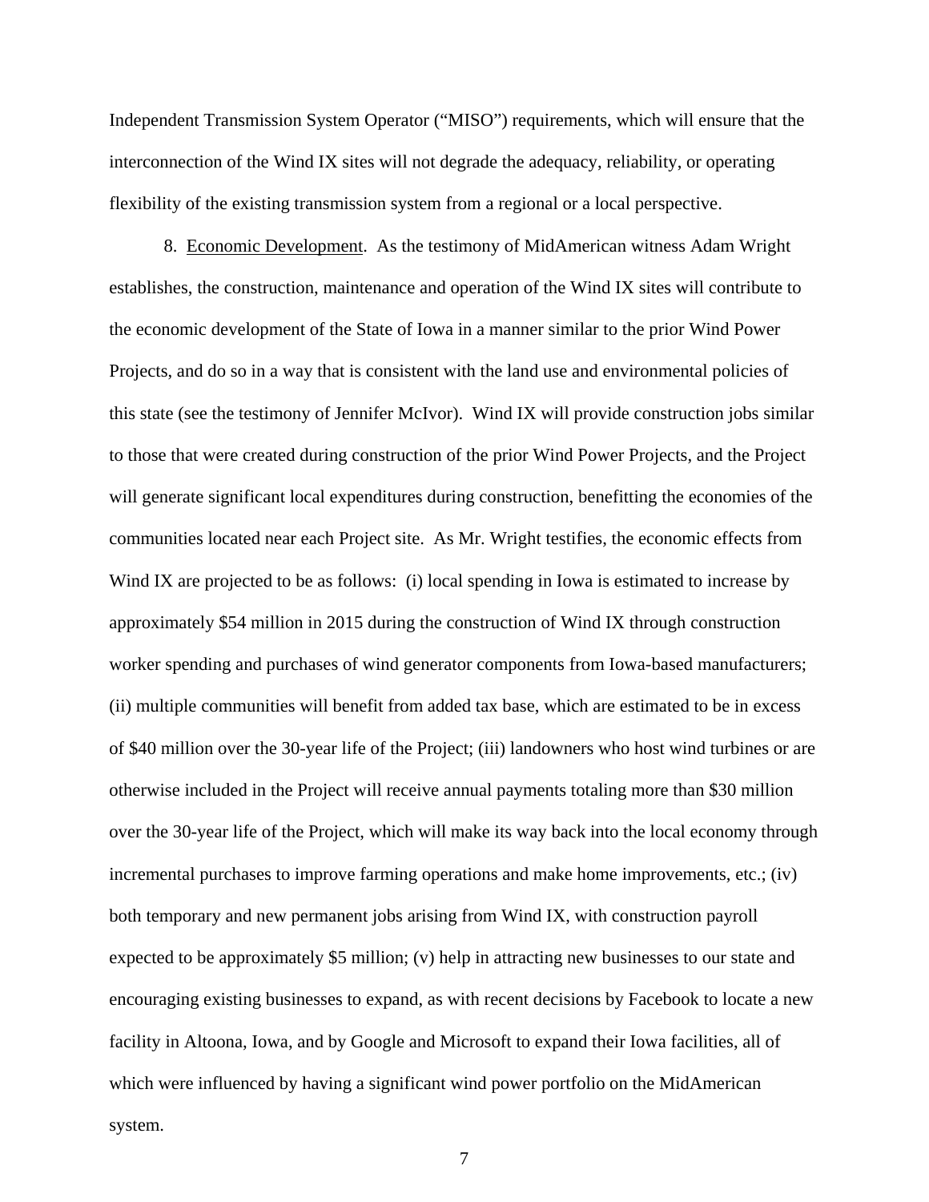Independent Transmission System Operator ("MISO") requirements, which will ensure that the interconnection of the Wind IX sites will not degrade the adequacy, reliability, or operating flexibility of the existing transmission system from a regional or a local perspective.

8. Economic Development. As the testimony of MidAmerican witness Adam Wright establishes, the construction, maintenance and operation of the Wind IX sites will contribute to the economic development of the State of Iowa in a manner similar to the prior Wind Power Projects, and do so in a way that is consistent with the land use and environmental policies of this state (see the testimony of Jennifer McIvor). Wind IX will provide construction jobs similar to those that were created during construction of the prior Wind Power Projects, and the Project will generate significant local expenditures during construction, benefitting the economies of the communities located near each Project site. As Mr. Wright testifies, the economic effects from Wind IX are projected to be as follows: (i) local spending in Iowa is estimated to increase by approximately $54 million in 2015 during the construction of Wind IX through construction worker spending and purchases of wind generator components from Iowa-based manufacturers; (ii) multiple communities will benefit from added tax base, which are estimated to be in excess of $40 million over the 30-year life of the Project; (iii) landowners who host wind turbines or are otherwise included in the Project will receive annual payments totaling more than $30 million over the 30-year life of the Project, which will make its way back into the local economy through incremental purchases to improve farming operations and make home improvements, etc.; (iv) both temporary and new permanent jobs arising from Wind IX, with construction payroll expected to be approximately $5 million; (v) help in attracting new businesses to our state and encouraging existing businesses to expand, as with recent decisions by Facebook to locate a new facility in Altoona, Iowa, and by Google and Microsoft to expand their Iowa facilities, all of which were influenced by having a significant wind power portfolio on the MidAmerican system.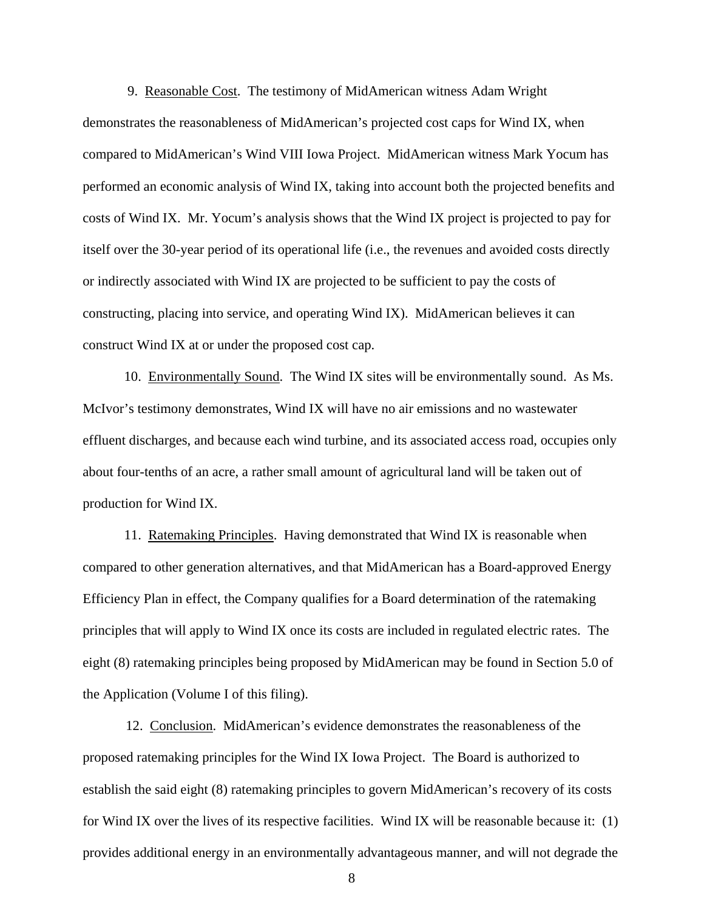9. Reasonable Cost. The testimony of MidAmerican witness Adam Wright demonstrates the reasonableness of MidAmerican's projected cost caps for Wind IX, when compared to MidAmerican's Wind VIII Iowa Project. MidAmerican witness Mark Yocum has performed an economic analysis of Wind IX, taking into account both the projected benefits and costs of Wind IX. Mr. Yocum's analysis shows that the Wind IX project is projected to pay for itself over the 30-year period of its operational life (i.e., the revenues and avoided costs directly or indirectly associated with Wind IX are projected to be sufficient to pay the costs of constructing, placing into service, and operating Wind IX). MidAmerican believes it can construct Wind IX at or under the proposed cost cap.

10. Environmentally Sound. The Wind IX sites will be environmentally sound. As Ms. McIvor's testimony demonstrates, Wind IX will have no air emissions and no wastewater effluent discharges, and because each wind turbine, and its associated access road, occupies only about four-tenths of an acre, a rather small amount of agricultural land will be taken out of production for Wind IX.

11. Ratemaking Principles. Having demonstrated that Wind IX is reasonable when compared to other generation alternatives, and that MidAmerican has a Board-approved Energy Efficiency Plan in effect, the Company qualifies for a Board determination of the ratemaking principles that will apply to Wind IX once its costs are included in regulated electric rates. The eight (8) ratemaking principles being proposed by MidAmerican may be found in Section 5.0 of the Application (Volume I of this filing).

12. Conclusion. MidAmerican's evidence demonstrates the reasonableness of the proposed ratemaking principles for the Wind IX Iowa Project. The Board is authorized to establish the said eight (8) ratemaking principles to govern MidAmerican's recovery of its costs for Wind IX over the lives of its respective facilities. Wind IX will be reasonable because it: (1) provides additional energy in an environmentally advantageous manner, and will not degrade the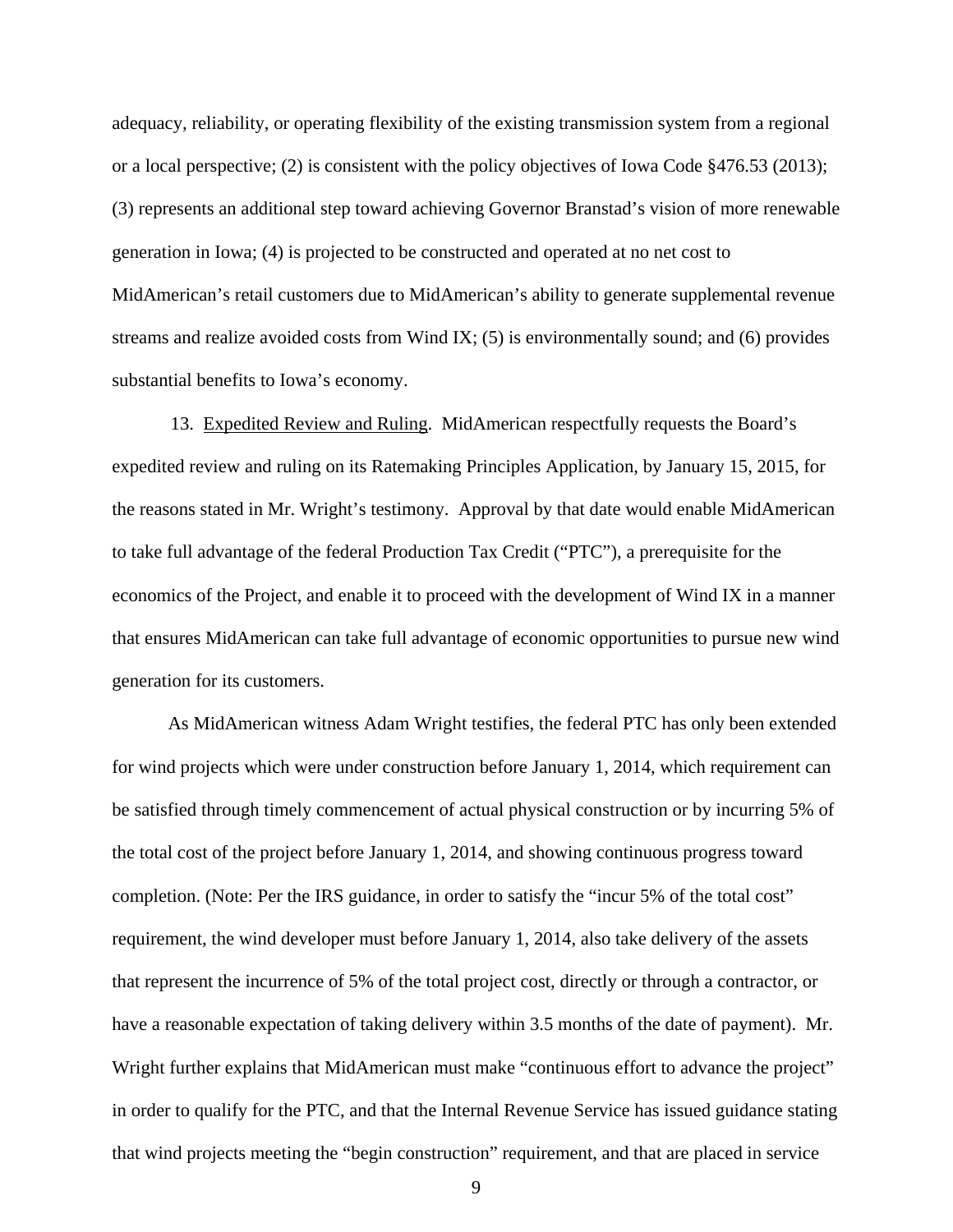adequacy, reliability, or operating flexibility of the existing transmission system from a regional or a local perspective; (2) is consistent with the policy objectives of Iowa Code §476.53 (2013); (3) represents an additional step toward achieving Governor Branstad's vision of more renewable generation in Iowa; (4) is projected to be constructed and operated at no net cost to MidAmerican's retail customers due to MidAmerican's ability to generate supplemental revenue streams and realize avoided costs from Wind IX; (5) is environmentally sound; and (6) provides substantial benefits to Iowa's economy.

13. Expedited Review and Ruling. MidAmerican respectfully requests the Board's expedited review and ruling on its Ratemaking Principles Application, by January 15, 2015, for the reasons stated in Mr. Wright's testimony. Approval by that date would enable MidAmerican to take full advantage of the federal Production Tax Credit ("PTC"), a prerequisite for the economics of the Project, and enable it to proceed with the development of Wind IX in a manner that ensures MidAmerican can take full advantage of economic opportunities to pursue new wind generation for its customers.

As MidAmerican witness Adam Wright testifies, the federal PTC has only been extended for wind projects which were under construction before January 1, 2014, which requirement can be satisfied through timely commencement of actual physical construction or by incurring 5% of the total cost of the project before January 1, 2014, and showing continuous progress toward completion. (Note: Per the IRS guidance, in order to satisfy the "incur 5% of the total cost" requirement, the wind developer must before January 1, 2014, also take delivery of the assets that represent the incurrence of 5% of the total project cost, directly or through a contractor, or have a reasonable expectation of taking delivery within 3.5 months of the date of payment). Mr. Wright further explains that MidAmerican must make "continuous effort to advance the project" in order to qualify for the PTC, and that the Internal Revenue Service has issued guidance stating that wind projects meeting the "begin construction" requirement, and that are placed in service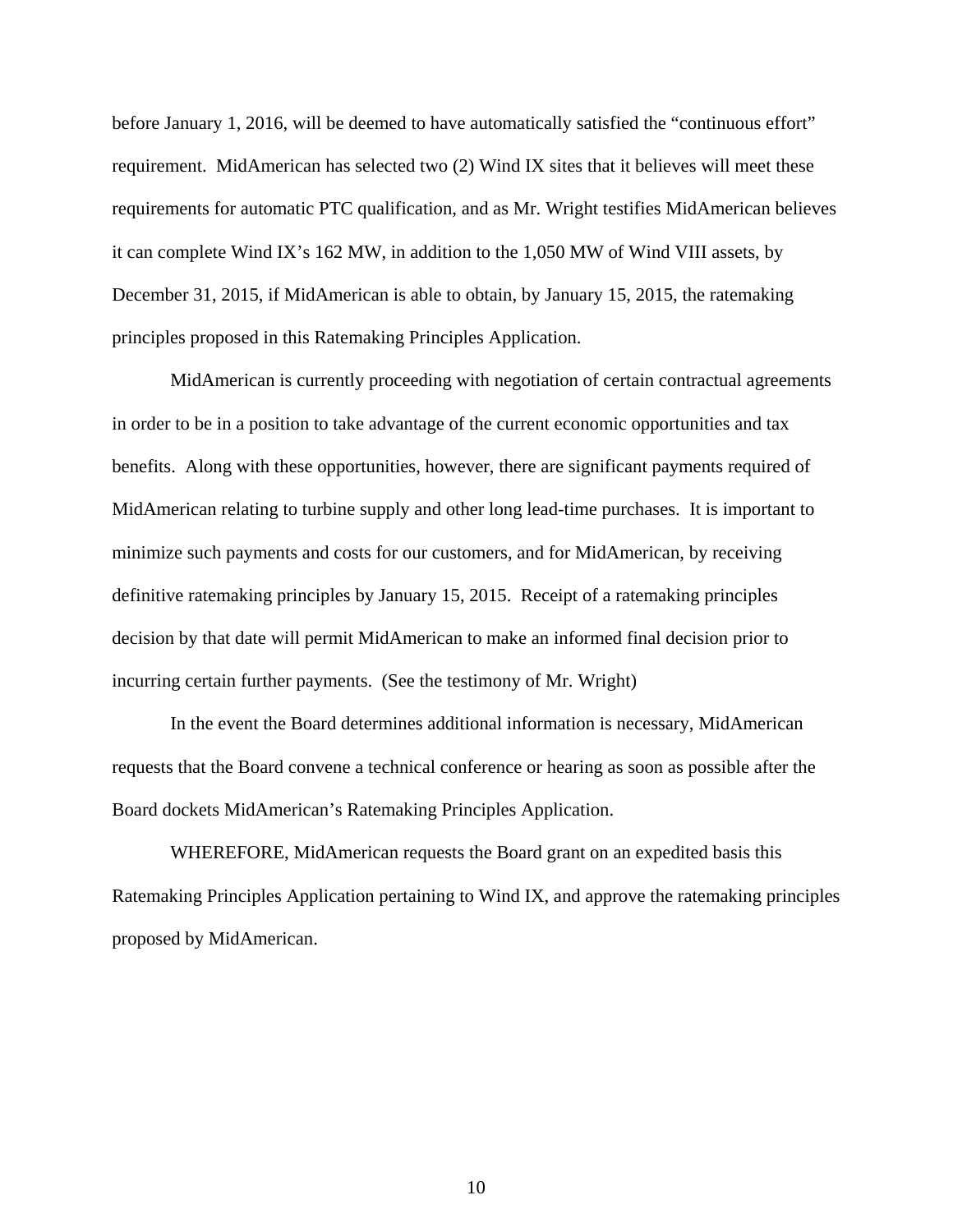before January 1, 2016, will be deemed to have automatically satisfied the "continuous effort" requirement. MidAmerican has selected two (2) Wind IX sites that it believes will meet these requirements for automatic PTC qualification, and as Mr. Wright testifies MidAmerican believes it can complete Wind IX's 162 MW, in addition to the 1,050 MW of Wind VIII assets, by December 31, 2015, if MidAmerican is able to obtain, by January 15, 2015, the ratemaking principles proposed in this Ratemaking Principles Application.

MidAmerican is currently proceeding with negotiation of certain contractual agreements in order to be in a position to take advantage of the current economic opportunities and tax benefits. Along with these opportunities, however, there are significant payments required of MidAmerican relating to turbine supply and other long lead-time purchases. It is important to minimize such payments and costs for our customers, and for MidAmerican, by receiving definitive ratemaking principles by January 15, 2015. Receipt of a ratemaking principles decision by that date will permit MidAmerican to make an informed final decision prior to incurring certain further payments. (See the testimony of Mr. Wright)

In the event the Board determines additional information is necessary, MidAmerican requests that the Board convene a technical conference or hearing as soon as possible after the Board dockets MidAmerican's Ratemaking Principles Application.

WHEREFORE, MidAmerican requests the Board grant on an expedited basis this Ratemaking Principles Application pertaining to Wind IX, and approve the ratemaking principles proposed by MidAmerican.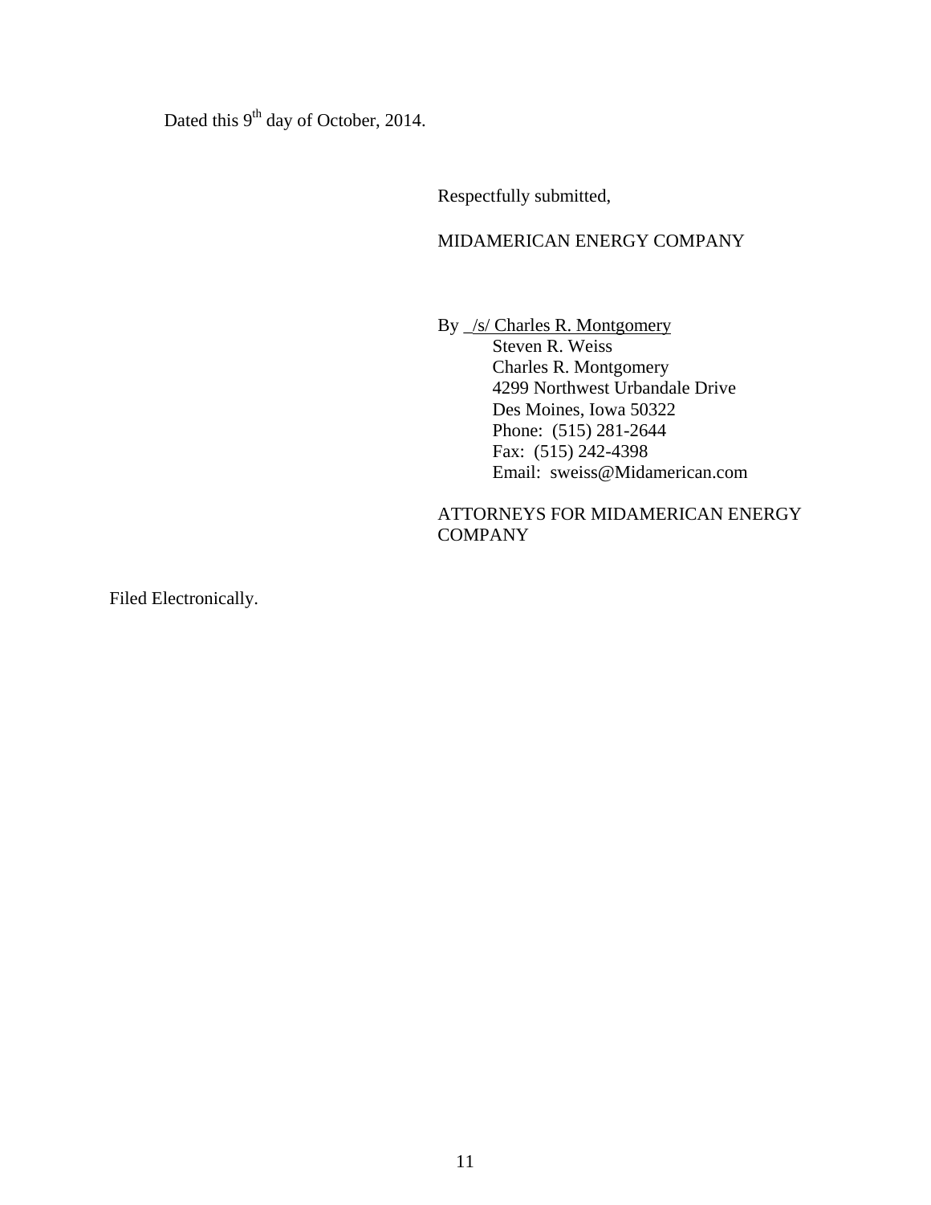Dated this 9th day of October, 2014.

Respectfully submitted,

MIDAMERICAN ENERGY COMPANY

By _/s/ Charles R. Montgomery
Steven R. Weiss
Charles R. Montgomery
4299 Northwest Urbandale Drive
Des Moines, Iowa 50322
Phone: (515) 281-2644
Fax: (515) 242-4398
Email: sweiss@Midamerican.com

ATTORNEYS FOR MIDAMERICAN ENERGY COMPANY

Filed Electronically.